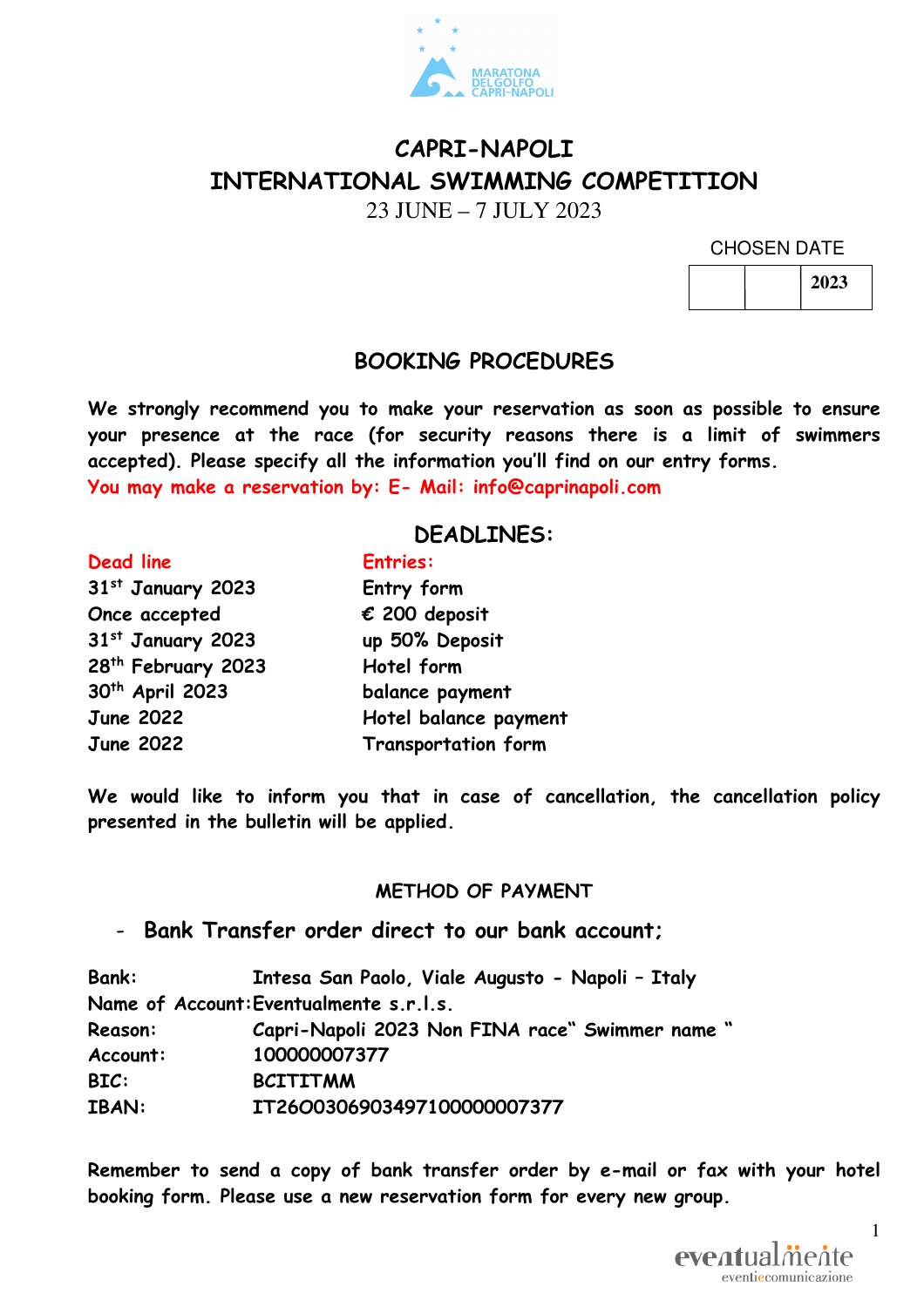# CAPRI-NAPOLI
# INTERNATIONAL SWIMMING COMPETITION

23 JUNE – 7 JULY 2023

CHOSEN DATE

| | | 2023 |
|---|---|---|

## BOOKING PROCEDURES

**We strongly recommend you to make your reservation as soon as possible to ensure your presence at the race (for security reasons there is a limit of swimmers accepted). Please specify all the information you'll find on our entry forms.**
**You may make a reservation by: E- Mail: info@caprinapoli.com**

## DEADLINES:

| Dead line | Entries: |
|---|---|
| 31st January 2023 | Entry form |
| Once accepted | € 200 deposit |
| 31st January 2023 | up 50% Deposit |
| 28th February 2023 | Hotel form |
| 30th April 2023 | balance payment |
| June 2022 | Hotel balance payment |
| June 2022 | Transportation form |

**We would like to inform you that in case of cancellation, the cancellation policy presented in the bulletin will be applied.**

### METHOD OF PAYMENT

- **Bank Transfer order direct to our bank account;**

**Bank:** Intesa San Paolo, Viale Augusto - Napoli – Italy
**Name of Account:** Eventualmente s.r.l.s.
**Reason:** Capri-Napoli 2023 Non FINA race" Swimmer name "
**Account:** 100000007377
**BIC:** BCITITMM
**IBAN:** IT26O0306903497100000007377

**Remember to send a copy of bank transfer order by e-mail or fax with your hotel booking form. Please use a new reservation form for every new group.**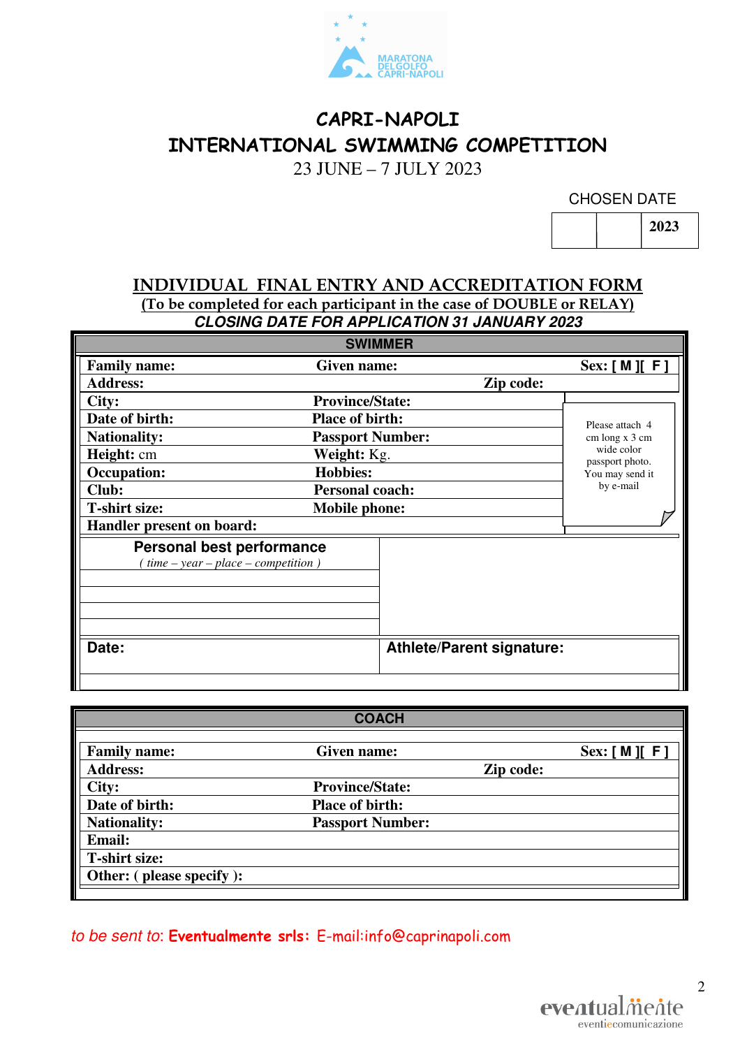MARATONA DEL GOLFO CAPRI-NAPOLI

# CAPRI-NAPOLI
# INTERNATIONAL SWIMMING COMPETITION

23 JUNE – 7 JULY 2023

CHOSEN DATE

|  |  | 2023 |
|---|---|---|

## INDIVIDUAL FINAL ENTRY AND ACCREDITATION FORM

**(To be completed for each participant in the case of DOUBLE or RELAY)**

***CLOSING DATE FOR APPLICATION 31 JANUARY 2023***

| SWIMMER | | |
|---|---|---|
| **Family name:** | **Given name:** | **Sex: [ M ][ F ]** |
| **Address:** | **Zip code:** | |
| **City:** | **Province/State:** | Please attach 4 cm long x 3 cm wide color passport photo. You may send it by e-mail |
| **Date of birth:** | **Place of birth:** | |
| **Nationality:** | **Passport Number:** | |
| **Height:** cm | **Weight:** Kg. | |
| **Occupation:** | **Hobbies:** | |
| **Club:** | **Personal coach:** | |
| **T-shirt size:** | **Mobile phone:** | |
| **Handler present on board:** | | |

| **Personal best performance** *( time – year – place – competition )* | |
|---|---|
| | |
| | |
| | |
| | |
| **Date:** | **Athlete/Parent signature:** |

| COACH | | |
|---|---|---|
| **Family name:** | **Given name:** | **Sex: [ M ][ F ]** |
| **Address:** | **Zip code:** | |
| **City:** | **Province/State:** | |
| **Date of birth:** | **Place of birth:** | |
| **Nationality:** | **Passport Number:** | |
| **Email:** | | |
| **T-shirt size:** | | |
| **Other: ( please specify ):** | | |

*to be sent to*: **Eventualmente srls:** E-mail:info@caprinapoli.com

eventualmente eventiecomunicazione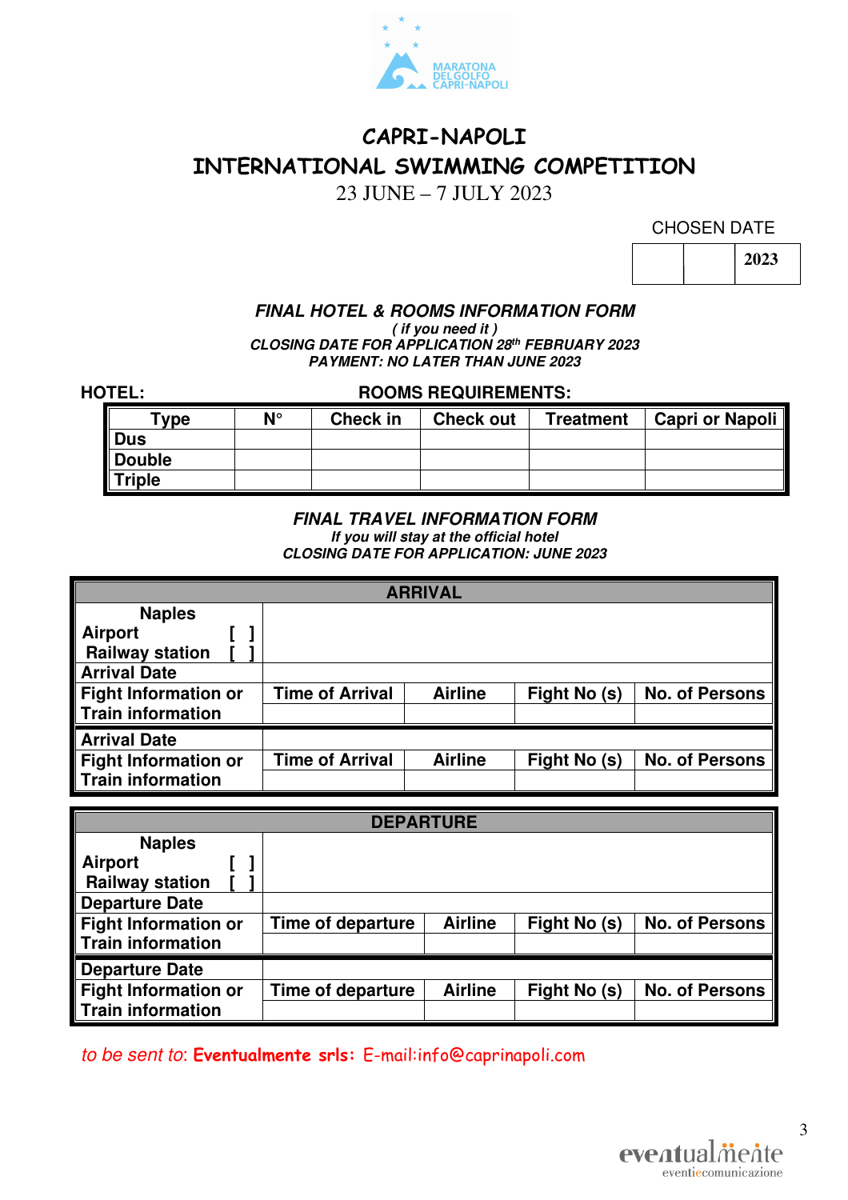# CAPRI-NAPOLI

# INTERNATIONAL SWIMMING COMPETITION

23 JUNE – 7 JULY 2023

CHOSEN DATE

| | | |
|---|---|---|
| | | 2023 |

### *FINAL HOTEL & ROOMS INFORMATION FORM*

***( if you need it )***

***CLOSING DATE FOR APPLICATION 28th FEBRUARY 2023***

***PAYMENT: NO LATER THAN JUNE 2023***

**HOTEL:** **ROOMS REQUIREMENTS:**

| Type | N° | Check in | Check out | Treatment | Capri or Napoli |
|---|---|---|---|---|---|
| Dus | | | | | |
| Double | | | | | |
| Triple | | | | | |

### *FINAL TRAVEL INFORMATION FORM*

***If you will stay at the official hotel***

***CLOSING DATE FOR APPLICATION: JUNE 2023***

| ARRIVAL | | | | |
|---|---|---|---|---|
| Naples<br>Airport [ ]<br>Railway station [ ] | | | | |
| Arrival Date | | | | |
| Fight Information or Train information | Time of Arrival | Airline | Fight No (s) | No. of Persons |
| | | | | |
| Arrival Date | | | | |
| Fight Information or Train information | Time of Arrival | Airline | Fight No (s) | No. of Persons |
| | | | | |

| DEPARTURE | | | | |
|---|---|---|---|---|
| Naples<br>Airport [ ]<br>Railway station [ ] | | | | |
| Departure Date | | | | |
| Fight Information or Train information | Time of departure | Airline | Fight No (s) | No. of Persons |
| | | | | |
| Departure Date | | | | |
| Fight Information or Train information | Time of departure | Airline | Fight No (s) | No. of Persons |
| | | | | |

*to be sent to*: **Eventualmente srls:** E-mail:info@caprinapoli.com